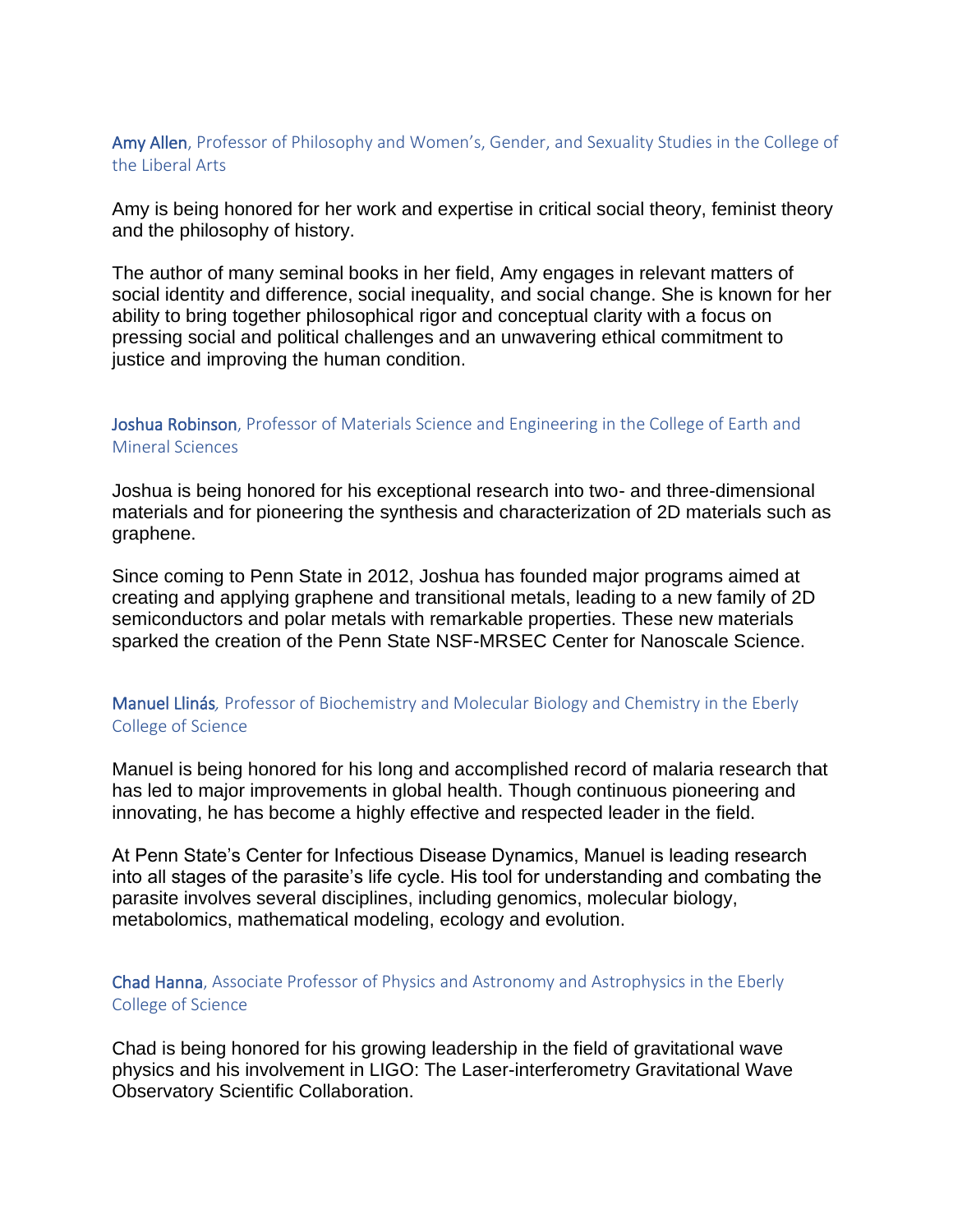**Amy Allen**, Professor of Philosophy and Women's, Gender, and Sexuality Studies in the College of the Liberal Arts

Amy is being honored for her work and expertise in critical social theory, feminist theory and the philosophy of history.

The author of many seminal books in her field, Amy engages in relevant matters of social identity and difference, social inequality, and social change. She is known for her ability to bring together philosophical rigor and conceptual clarity with a focus on pressing social and political challenges and an unwavering ethical commitment to justice and improving the human condition.

**Joshua Robinson**, Professor of Materials Science and Engineering in the College of Earth and Mineral Sciences

Joshua is being honored for his exceptional research into two- and three-dimensional materials and for pioneering the synthesis and characterization of 2D materials such as graphene.

Since coming to Penn State in 2012, Joshua has founded major programs aimed at creating and applying graphene and transitional metals, leading to a new family of 2D semiconductors and polar metals with remarkable properties. These new materials sparked the creation of the Penn State NSF-MRSEC Center for Nanoscale Science.

**Manuel Llinás**, Professor of Biochemistry and Molecular Biology and Chemistry in the Eberly College of Science

Manuel is being honored for his long and accomplished record of malaria research that has led to major improvements in global health. Though continuous pioneering and innovating, he has become a highly effective and respected leader in the field.

At Penn State's Center for Infectious Disease Dynamics, Manuel is leading research into all stages of the parasite's life cycle. His tool for understanding and combating the parasite involves several disciplines, including genomics, molecular biology, metabolomics, mathematical modeling, ecology and evolution.

**Chad Hanna**, Associate Professor of Physics and Astronomy and Astrophysics in the Eberly College of Science

Chad is being honored for his growing leadership in the field of gravitational wave physics and his involvement in LIGO: The Laser-interferometry Gravitational Wave Observatory Scientific Collaboration.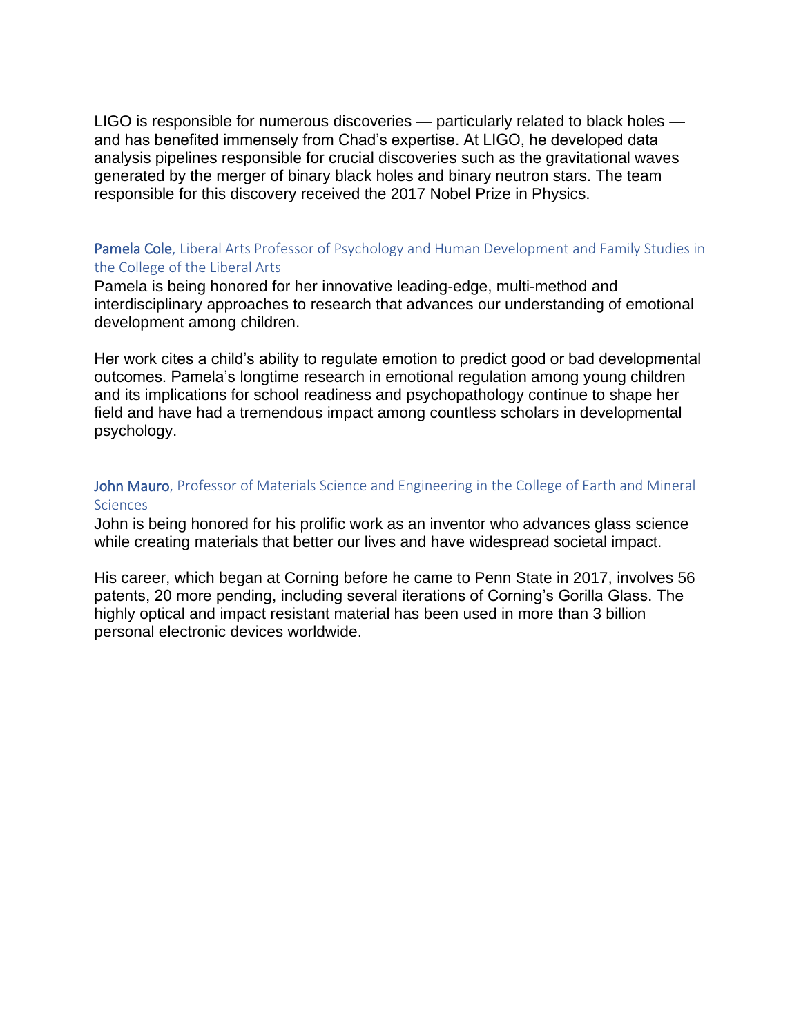LIGO is responsible for numerous discoveries — particularly related to black holes — and has benefited immensely from Chad's expertise. At LIGO, he developed data analysis pipelines responsible for crucial discoveries such as the gravitational waves generated by the merger of binary black holes and binary neutron stars. The team responsible for this discovery received the 2017 Nobel Prize in Physics.

**Pamela Cole**, Liberal Arts Professor of Psychology and Human Development and Family Studies in the College of the Liberal Arts

Pamela is being honored for her innovative leading-edge, multi-method and interdisciplinary approaches to research that advances our understanding of emotional development among children.

Her work cites a child's ability to regulate emotion to predict good or bad developmental outcomes. Pamela's longtime research in emotional regulation among young children and its implications for school readiness and psychopathology continue to shape her field and have had a tremendous impact among countless scholars in developmental psychology.

**John Mauro**, Professor of Materials Science and Engineering in the College of Earth and Mineral Sciences

John is being honored for his prolific work as an inventor who advances glass science while creating materials that better our lives and have widespread societal impact.

His career, which began at Corning before he came to Penn State in 2017, involves 56 patents, 20 more pending, including several iterations of Corning's Gorilla Glass. The highly optical and impact resistant material has been used in more than 3 billion personal electronic devices worldwide.